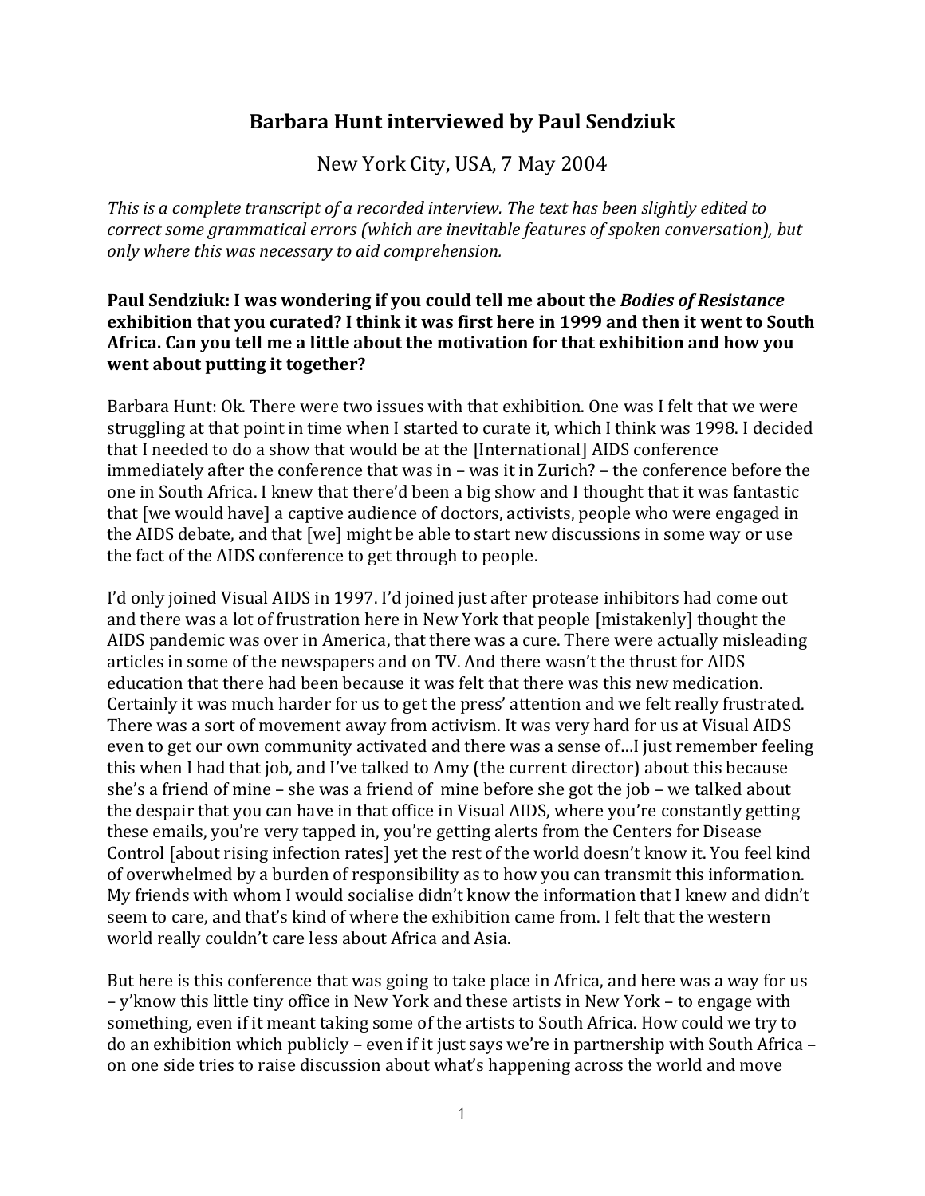# Barbara Hunt interviewed by Paul Sendziuk

New York City, USA, 7 May 2004

*This is a complete transcript of a recorded interview. The text has been slightly edited to correct some grammatical errors (which are inevitable features of spoken conversation), but only where this was necessary to aid comprehension.*

**Paul Sendziuk: I was wondering if you could tell me about the *Bodies of Resistance* exhibition that you curated? I think it was first here in 1999 and then it went to South Africa. Can you tell me a little about the motivation for that exhibition and how you went about putting it together?**

Barbara Hunt: Ok. There were two issues with that exhibition. One was I felt that we were struggling at that point in time when I started to curate it, which I think was 1998. I decided that I needed to do a show that would be at the [International] AIDS conference immediately after the conference that was in – was it in Zurich? – the conference before the one in South Africa. I knew that there'd been a big show and I thought that it was fantastic that [we would have] a captive audience of doctors, activists, people who were engaged in the AIDS debate, and that [we] might be able to start new discussions in some way or use the fact of the AIDS conference to get through to people.

I'd only joined Visual AIDS in 1997. I'd joined just after protease inhibitors had come out and there was a lot of frustration here in New York that people [mistakenly] thought the AIDS pandemic was over in America, that there was a cure. There were actually misleading articles in some of the newspapers and on TV. And there wasn't the thrust for AIDS education that there had been because it was felt that there was this new medication. Certainly it was much harder for us to get the press' attention and we felt really frustrated. There was a sort of movement away from activism. It was very hard for us at Visual AIDS even to get our own community activated and there was a sense of…I just remember feeling this when I had that job, and I've talked to Amy (the current director) about this because she's a friend of mine – she was a friend of mine before she got the job – we talked about the despair that you can have in that office in Visual AIDS, where you're constantly getting these emails, you're very tapped in, you're getting alerts from the Centers for Disease Control [about rising infection rates] yet the rest of the world doesn't know it. You feel kind of overwhelmed by a burden of responsibility as to how you can transmit this information. My friends with whom I would socialise didn't know the information that I knew and didn't seem to care, and that's kind of where the exhibition came from. I felt that the western world really couldn't care less about Africa and Asia.

But here is this conference that was going to take place in Africa, and here was a way for us – y'know this little tiny office in New York and these artists in New York – to engage with something, even if it meant taking some of the artists to South Africa. How could we try to do an exhibition which publicly – even if it just says we're in partnership with South Africa – on one side tries to raise discussion about what's happening across the world and move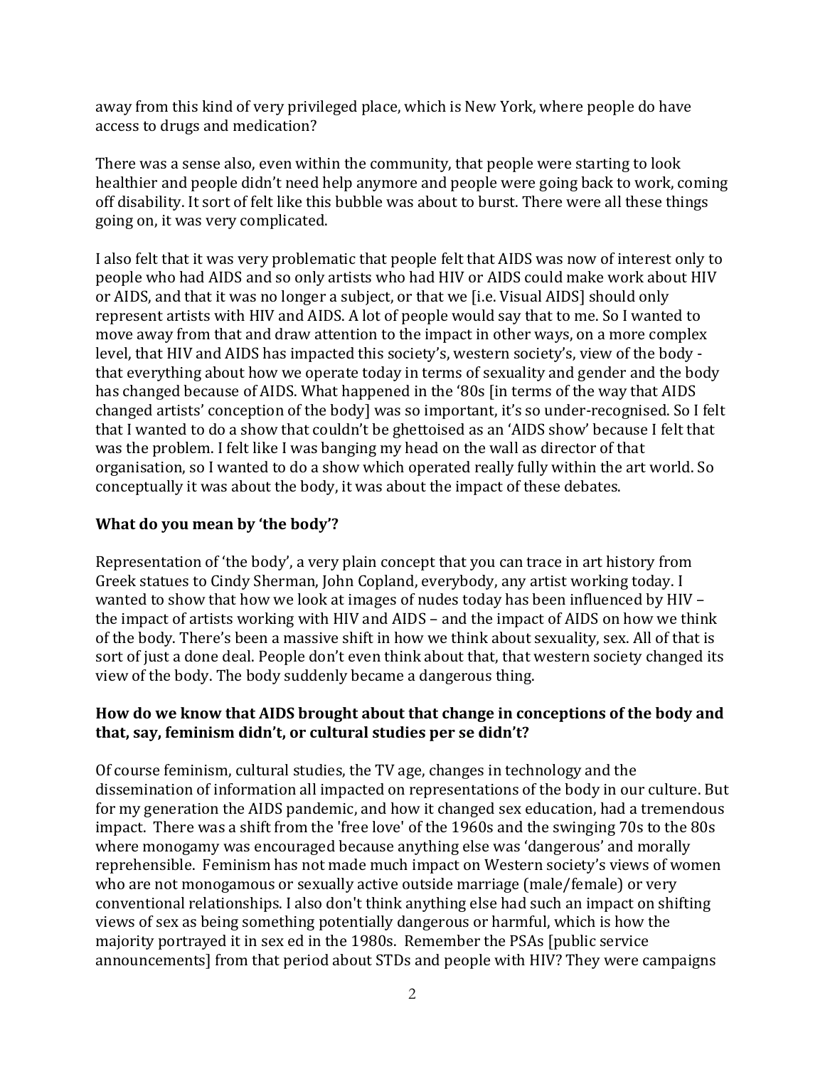away from this kind of very privileged place, which is New York, where people do have access to drugs and medication?

There was a sense also, even within the community, that people were starting to look healthier and people didn't need help anymore and people were going back to work, coming off disability. It sort of felt like this bubble was about to burst. There were all these things going on, it was very complicated.

I also felt that it was very problematic that people felt that AIDS was now of interest only to people who had AIDS and so only artists who had HIV or AIDS could make work about HIV or AIDS, and that it was no longer a subject, or that we [i.e. Visual AIDS] should only represent artists with HIV and AIDS. A lot of people would say that to me. So I wanted to move away from that and draw attention to the impact in other ways, on a more complex level, that HIV and AIDS has impacted this society's, western society's, view of the body - that everything about how we operate today in terms of sexuality and gender and the body has changed because of AIDS. What happened in the '80s [in terms of the way that AIDS changed artists' conception of the body] was so important, it's so under-recognised. So I felt that I wanted to do a show that couldn't be ghettoised as an 'AIDS show' because I felt that was the problem. I felt like I was banging my head on the wall as director of that organisation, so I wanted to do a show which operated really fully within the art world. So conceptually it was about the body, it was about the impact of these debates.

**What do you mean by 'the body'?**

Representation of 'the body', a very plain concept that you can trace in art history from Greek statues to Cindy Sherman, John Copland, everybody, any artist working today. I wanted to show that how we look at images of nudes today has been influenced by HIV – the impact of artists working with HIV and AIDS – and the impact of AIDS on how we think of the body. There's been a massive shift in how we think about sexuality, sex. All of that is sort of just a done deal. People don't even think about that, that western society changed its view of the body. The body suddenly became a dangerous thing.

**How do we know that AIDS brought about that change in conceptions of the body and that, say, feminism didn't, or cultural studies per se didn't?**

Of course feminism, cultural studies, the TV age, changes in technology and the dissemination of information all impacted on representations of the body in our culture. But for my generation the AIDS pandemic, and how it changed sex education, had a tremendous impact. There was a shift from the 'free love' of the 1960s and the swinging 70s to the 80s where monogamy was encouraged because anything else was 'dangerous' and morally reprehensible. Feminism has not made much impact on Western society's views of women who are not monogamous or sexually active outside marriage (male/female) or very conventional relationships. I also don't think anything else had such an impact on shifting views of sex as being something potentially dangerous or harmful, which is how the majority portrayed it in sex ed in the 1980s. Remember the PSAs [public service announcements] from that period about STDs and people with HIV? They were campaigns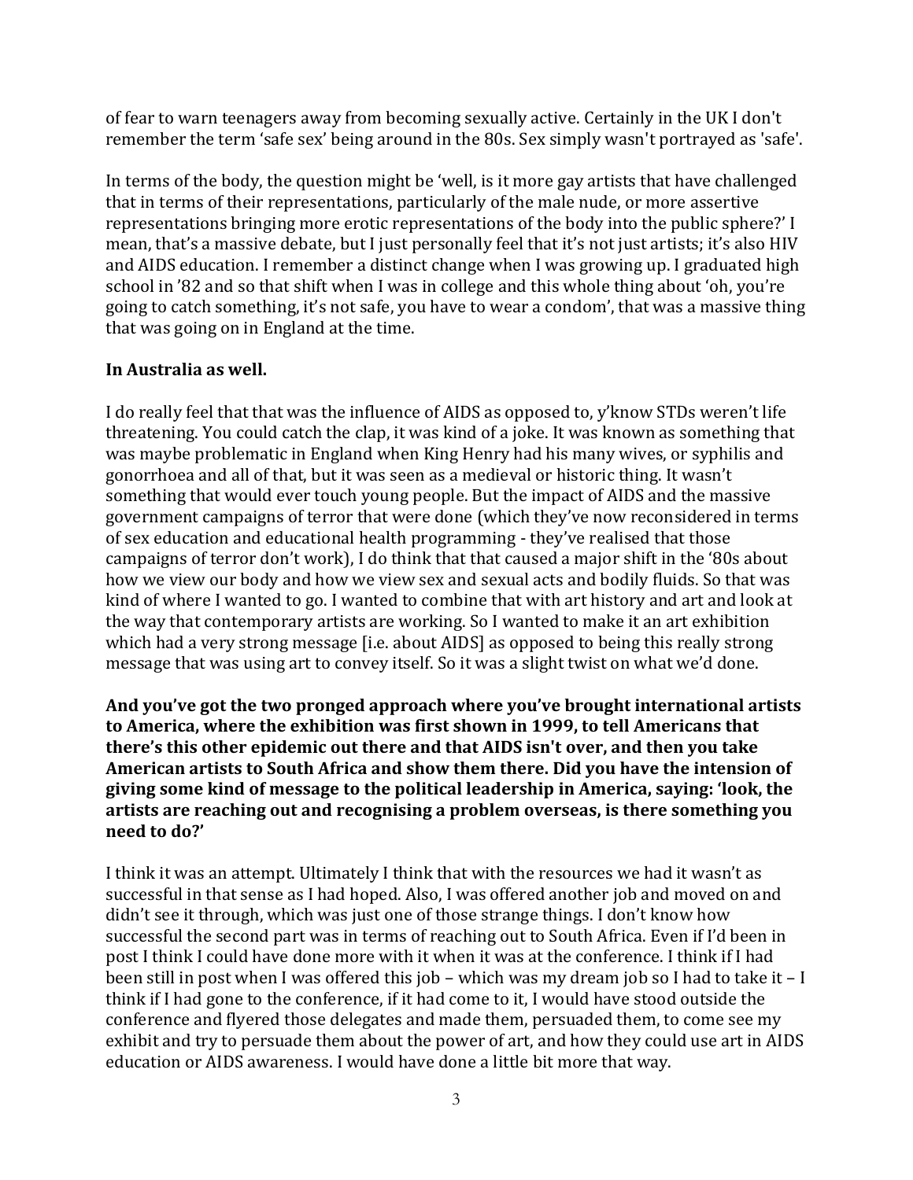of fear to warn teenagers away from becoming sexually active. Certainly in the UK I don't remember the term 'safe sex' being around in the 80s. Sex simply wasn't portrayed as 'safe'.

In terms of the body, the question might be 'well, is it more gay artists that have challenged that in terms of their representations, particularly of the male nude, or more assertive representations bringing more erotic representations of the body into the public sphere?' I mean, that's a massive debate, but I just personally feel that it's not just artists; it's also HIV and AIDS education. I remember a distinct change when I was growing up. I graduated high school in '82 and so that shift when I was in college and this whole thing about 'oh, you're going to catch something, it's not safe, you have to wear a condom', that was a massive thing that was going on in England at the time.

**In Australia as well.**

I do really feel that that was the influence of AIDS as opposed to, y'know STDs weren't life threatening. You could catch the clap, it was kind of a joke. It was known as something that was maybe problematic in England when King Henry had his many wives, or syphilis and gonorrhoea and all of that, but it was seen as a medieval or historic thing. It wasn't something that would ever touch young people. But the impact of AIDS and the massive government campaigns of terror that were done (which they've now reconsidered in terms of sex education and educational health programming - they've realised that those campaigns of terror don't work), I do think that that caused a major shift in the '80s about how we view our body and how we view sex and sexual acts and bodily fluids. So that was kind of where I wanted to go. I wanted to combine that with art history and art and look at the way that contemporary artists are working. So I wanted to make it an art exhibition which had a very strong message [i.e. about AIDS] as opposed to being this really strong message that was using art to convey itself. So it was a slight twist on what we'd done.

**And you've got the two pronged approach where you've brought international artists to America, where the exhibition was first shown in 1999, to tell Americans that there's this other epidemic out there and that AIDS isn't over, and then you take American artists to South Africa and show them there. Did you have the intension of giving some kind of message to the political leadership in America, saying: 'look, the artists are reaching out and recognising a problem overseas, is there something you need to do?'**

I think it was an attempt. Ultimately I think that with the resources we had it wasn't as successful in that sense as I had hoped. Also, I was offered another job and moved on and didn't see it through, which was just one of those strange things. I don't know how successful the second part was in terms of reaching out to South Africa. Even if I'd been in post I think I could have done more with it when it was at the conference. I think if I had been still in post when I was offered this job – which was my dream job so I had to take it – I think if I had gone to the conference, if it had come to it, I would have stood outside the conference and flyered those delegates and made them, persuaded them, to come see my exhibit and try to persuade them about the power of art, and how they could use art in AIDS education or AIDS awareness. I would have done a little bit more that way.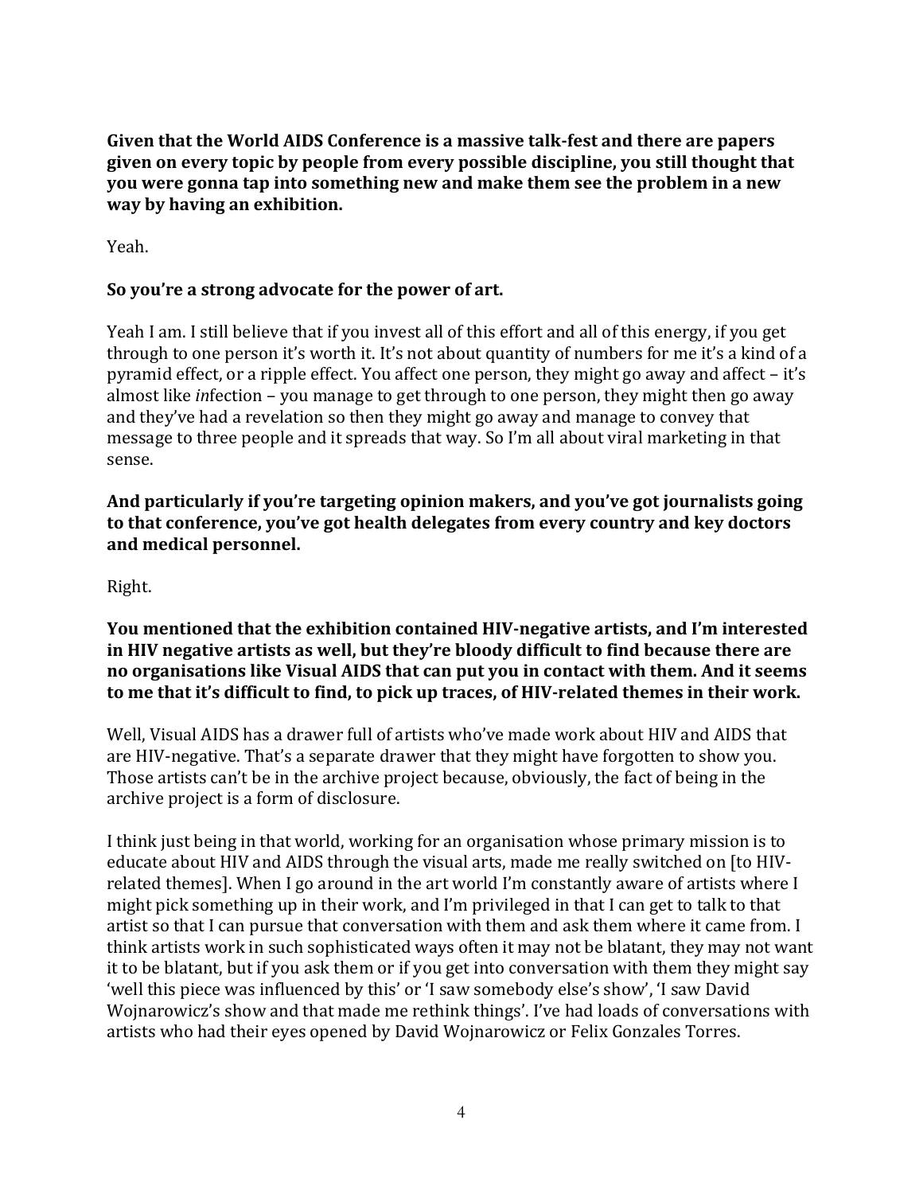**Given that the World AIDS Conference is a massive talk-fest and there are papers given on every topic by people from every possible discipline, you still thought that you were gonna tap into something new and make them see the problem in a new way by having an exhibition.**

Yeah.

**So you're a strong advocate for the power of art.**

Yeah I am. I still believe that if you invest all of this effort and all of this energy, if you get through to one person it's worth it. It's not about quantity of numbers for me it's a kind of a pyramid effect, or a ripple effect. You affect one person, they might go away and affect – it's almost like *in*fection – you manage to get through to one person, they might then go away and they've had a revelation so then they might go away and manage to convey that message to three people and it spreads that way. So I'm all about viral marketing in that sense.

**And particularly if you're targeting opinion makers, and you've got journalists going to that conference, you've got health delegates from every country and key doctors and medical personnel.**

Right.

**You mentioned that the exhibition contained HIV-negative artists, and I'm interested in HIV negative artists as well, but they're bloody difficult to find because there are no organisations like Visual AIDS that can put you in contact with them. And it seems to me that it's difficult to find, to pick up traces, of HIV-related themes in their work.**

Well, Visual AIDS has a drawer full of artists who've made work about HIV and AIDS that are HIV-negative. That's a separate drawer that they might have forgotten to show you. Those artists can't be in the archive project because, obviously, the fact of being in the archive project is a form of disclosure.

I think just being in that world, working for an organisation whose primary mission is to educate about HIV and AIDS through the visual arts, made me really switched on [to HIV-related themes]. When I go around in the art world I'm constantly aware of artists where I might pick something up in their work, and I'm privileged in that I can get to talk to that artist so that I can pursue that conversation with them and ask them where it came from. I think artists work in such sophisticated ways often it may not be blatant, they may not want it to be blatant, but if you ask them or if you get into conversation with them they might say 'well this piece was influenced by this' or 'I saw somebody else's show', 'I saw David Wojnarowicz's show and that made me rethink things'. I've had loads of conversations with artists who had their eyes opened by David Wojnarowicz or Felix Gonzales Torres.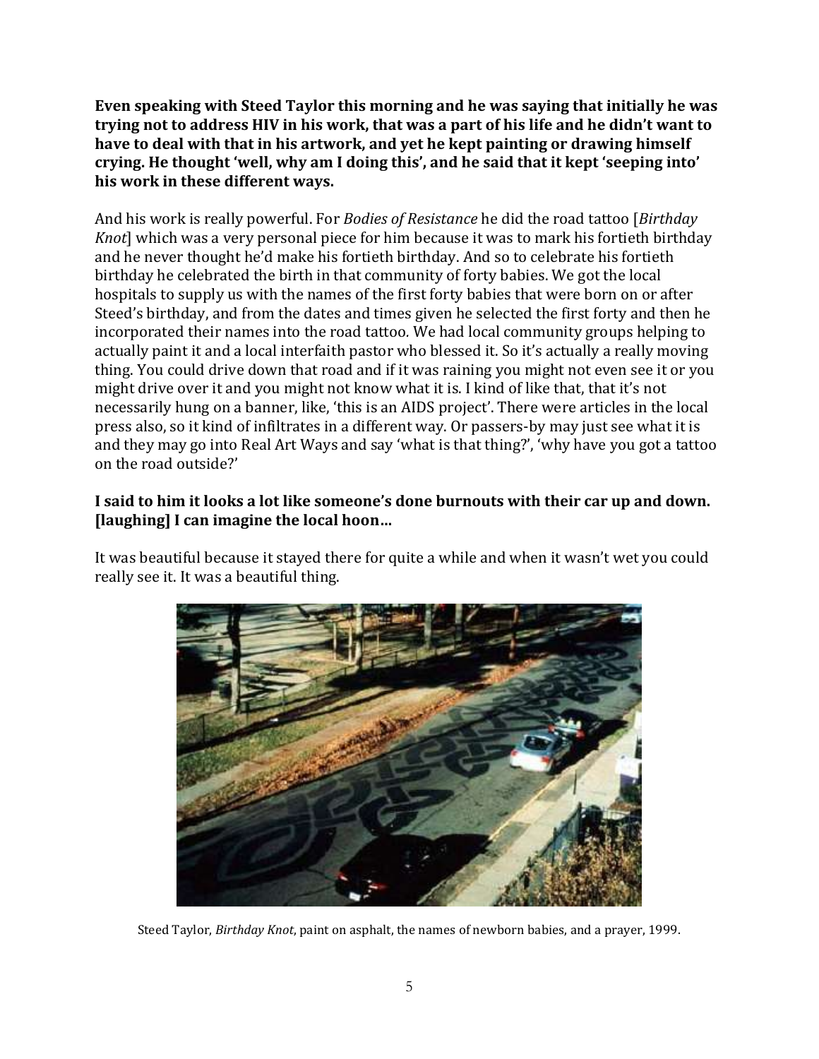**Even speaking with Steed Taylor this morning and he was saying that initially he was trying not to address HIV in his work, that was a part of his life and he didn't want to have to deal with that in his artwork, and yet he kept painting or drawing himself crying. He thought 'well, why am I doing this', and he said that it kept 'seeping into' his work in these different ways.**

And his work is really powerful. For *Bodies of Resistance* he did the road tattoo [*Birthday Knot*] which was a very personal piece for him because it was to mark his fortieth birthday and he never thought he'd make his fortieth birthday. And so to celebrate his fortieth birthday he celebrated the birth in that community of forty babies. We got the local hospitals to supply us with the names of the first forty babies that were born on or after Steed's birthday, and from the dates and times given he selected the first forty and then he incorporated their names into the road tattoo. We had local community groups helping to actually paint it and a local interfaith pastor who blessed it. So it's actually a really moving thing. You could drive down that road and if it was raining you might not even see it or you might drive over it and you might not know what it is. I kind of like that, that it's not necessarily hung on a banner, like, 'this is an AIDS project'. There were articles in the local press also, so it kind of infiltrates in a different way. Or passers-by may just see what it is and they may go into Real Art Ways and say 'what is that thing?', 'why have you got a tattoo on the road outside?'

**I said to him it looks a lot like someone's done burnouts with their car up and down. [laughing] I can imagine the local hoon…**

It was beautiful because it stayed there for quite a while and when it wasn't wet you could really see it. It was a beautiful thing.

Steed Taylor, *Birthday Knot*, paint on asphalt, the names of newborn babies, and a prayer, 1999.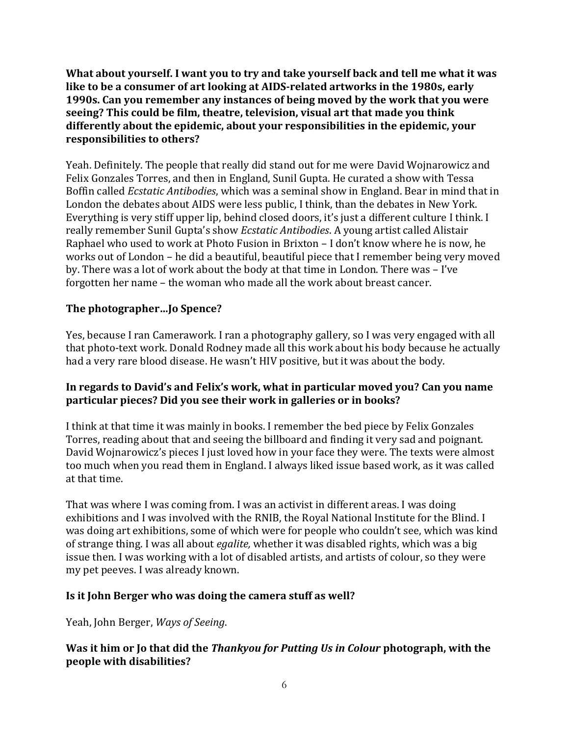**What about yourself. I want you to try and take yourself back and tell me what it was like to be a consumer of art looking at AIDS-related artworks in the 1980s, early 1990s. Can you remember any instances of being moved by the work that you were seeing? This could be film, theatre, television, visual art that made you think differently about the epidemic, about your responsibilities in the epidemic, your responsibilities to others?**

Yeah. Definitely. The people that really did stand out for me were David Wojnarowicz and Felix Gonzales Torres, and then in England, Sunil Gupta. He curated a show with Tessa Boffin called *Ecstatic Antibodies*, which was a seminal show in England. Bear in mind that in London the debates about AIDS were less public, I think, than the debates in New York. Everything is very stiff upper lip, behind closed doors, it's just a different culture I think. I really remember Sunil Gupta's show *Ecstatic Antibodies*. A young artist called Alistair Raphael who used to work at Photo Fusion in Brixton – I don't know where he is now, he works out of London – he did a beautiful, beautiful piece that I remember being very moved by. There was a lot of work about the body at that time in London. There was – I've forgotten her name – the woman who made all the work about breast cancer.

**The photographer…Jo Spence?**

Yes, because I ran Camerawork. I ran a photography gallery, so I was very engaged with all that photo-text work. Donald Rodney made all this work about his body because he actually had a very rare blood disease. He wasn't HIV positive, but it was about the body.

**In regards to David's and Felix's work, what in particular moved you? Can you name particular pieces? Did you see their work in galleries or in books?**

I think at that time it was mainly in books. I remember the bed piece by Felix Gonzales Torres, reading about that and seeing the billboard and finding it very sad and poignant. David Wojnarowicz's pieces I just loved how in your face they were. The texts were almost too much when you read them in England. I always liked issue based work, as it was called at that time.

That was where I was coming from. I was an activist in different areas. I was doing exhibitions and I was involved with the RNIB, the Royal National Institute for the Blind. I was doing art exhibitions, some of which were for people who couldn't see, which was kind of strange thing. I was all about *egalite,* whether it was disabled rights, which was a big issue then. I was working with a lot of disabled artists, and artists of colour, so they were my pet peeves. I was already known.

**Is it John Berger who was doing the camera stuff as well?**

Yeah, John Berger, *Ways of Seeing*.

**Was it him or Jo that did the *Thankyou for Putting Us in Colour* photograph, with the people with disabilities?**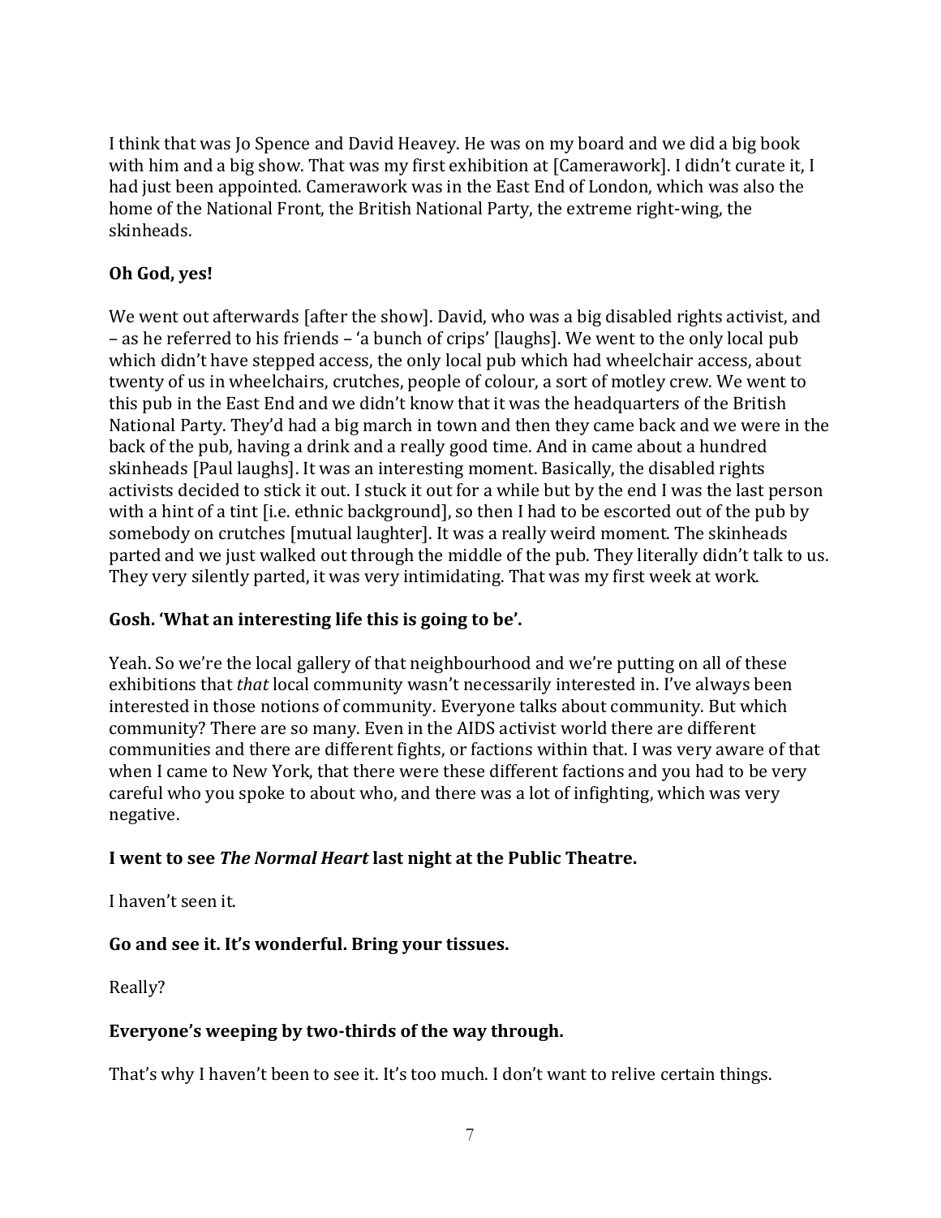I think that was Jo Spence and David Heavey. He was on my board and we did a big book with him and a big show. That was my first exhibition at [Camerawork]. I didn't curate it, I had just been appointed. Camerawork was in the East End of London, which was also the home of the National Front, the British National Party, the extreme right-wing, the skinheads.

**Oh God, yes!**

We went out afterwards [after the show]. David, who was a big disabled rights activist, and – as he referred to his friends – 'a bunch of crips' [laughs]. We went to the only local pub which didn't have stepped access, the only local pub which had wheelchair access, about twenty of us in wheelchairs, crutches, people of colour, a sort of motley crew. We went to this pub in the East End and we didn't know that it was the headquarters of the British National Party. They'd had a big march in town and then they came back and we were in the back of the pub, having a drink and a really good time. And in came about a hundred skinheads [Paul laughs]. It was an interesting moment. Basically, the disabled rights activists decided to stick it out. I stuck it out for a while but by the end I was the last person with a hint of a tint [i.e. ethnic background], so then I had to be escorted out of the pub by somebody on crutches [mutual laughter]. It was a really weird moment. The skinheads parted and we just walked out through the middle of the pub. They literally didn't talk to us. They very silently parted, it was very intimidating. That was my first week at work.

**Gosh. 'What an interesting life this is going to be'.**

Yeah. So we're the local gallery of that neighbourhood and we're putting on all of these exhibitions that *that* local community wasn't necessarily interested in. I've always been interested in those notions of community. Everyone talks about community. But which community? There are so many. Even in the AIDS activist world there are different communities and there are different fights, or factions within that. I was very aware of that when I came to New York, that there were these different factions and you had to be very careful who you spoke to about who, and there was a lot of infighting, which was very negative.

**I went to see *The Normal Heart* last night at the Public Theatre.**

I haven't seen it.

**Go and see it. It's wonderful. Bring your tissues.**

Really?

**Everyone's weeping by two-thirds of the way through.**

That's why I haven't been to see it. It's too much. I don't want to relive certain things.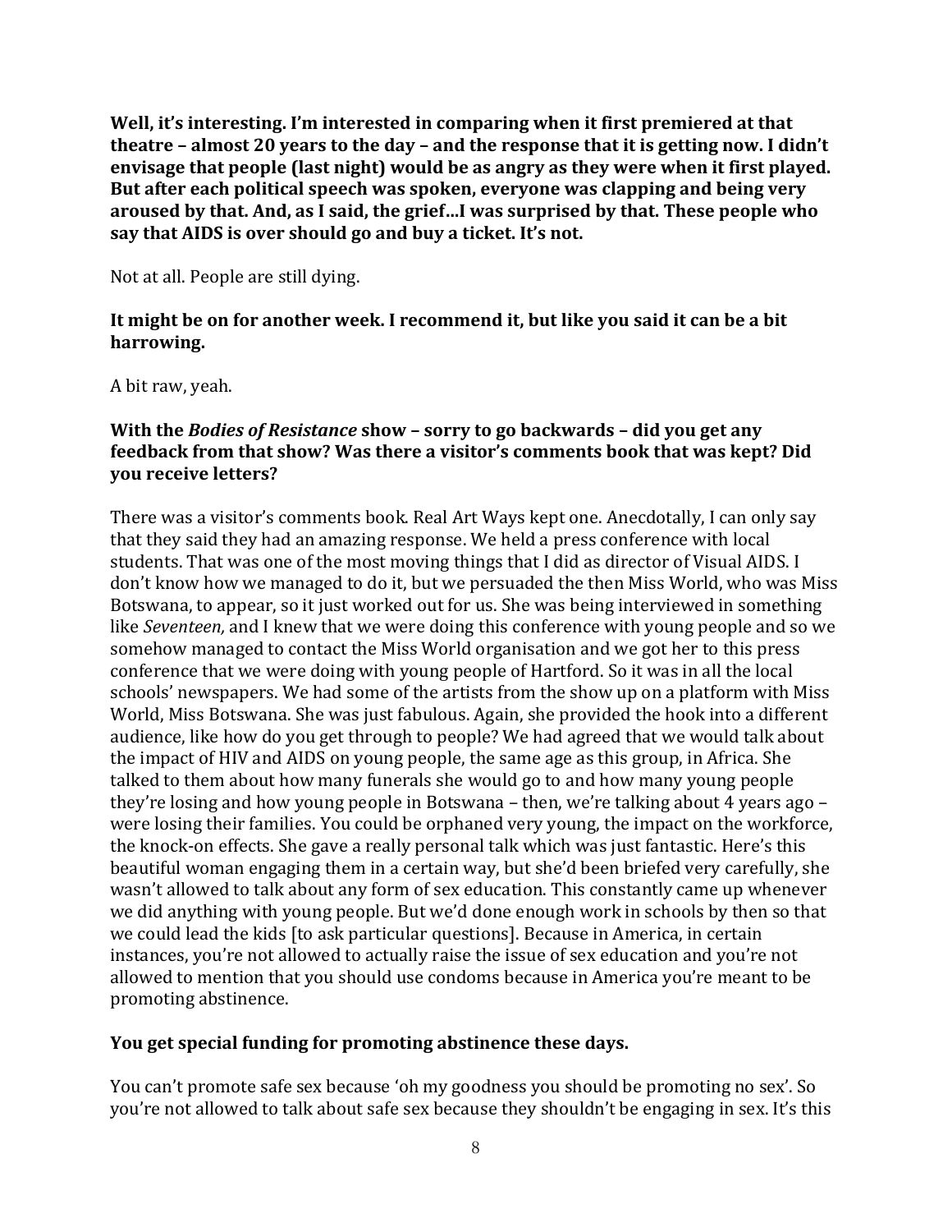**Well, it's interesting. I'm interested in comparing when it first premiered at that theatre – almost 20 years to the day – and the response that it is getting now. I didn't envisage that people (last night) would be as angry as they were when it first played. But after each political speech was spoken, everyone was clapping and being very aroused by that. And, as I said, the grief…I was surprised by that. These people who say that AIDS is over should go and buy a ticket. It's not.**

Not at all. People are still dying.

**It might be on for another week. I recommend it, but like you said it can be a bit harrowing.**

A bit raw, yeah.

**With the *Bodies of Resistance* show – sorry to go backwards – did you get any feedback from that show? Was there a visitor's comments book that was kept? Did you receive letters?**

There was a visitor's comments book. Real Art Ways kept one. Anecdotally, I can only say that they said they had an amazing response. We held a press conference with local students. That was one of the most moving things that I did as director of Visual AIDS. I don't know how we managed to do it, but we persuaded the then Miss World, who was Miss Botswana, to appear, so it just worked out for us. She was being interviewed in something like *Seventeen,* and I knew that we were doing this conference with young people and so we somehow managed to contact the Miss World organisation and we got her to this press conference that we were doing with young people of Hartford. So it was in all the local schools' newspapers. We had some of the artists from the show up on a platform with Miss World, Miss Botswana. She was just fabulous. Again, she provided the hook into a different audience, like how do you get through to people? We had agreed that we would talk about the impact of HIV and AIDS on young people, the same age as this group, in Africa. She talked to them about how many funerals she would go to and how many young people they're losing and how young people in Botswana – then, we're talking about 4 years ago – were losing their families. You could be orphaned very young, the impact on the workforce, the knock-on effects. She gave a really personal talk which was just fantastic. Here's this beautiful woman engaging them in a certain way, but she'd been briefed very carefully, she wasn't allowed to talk about any form of sex education. This constantly came up whenever we did anything with young people. But we'd done enough work in schools by then so that we could lead the kids [to ask particular questions]. Because in America, in certain instances, you're not allowed to actually raise the issue of sex education and you're not allowed to mention that you should use condoms because in America you're meant to be promoting abstinence.

**You get special funding for promoting abstinence these days.**

You can't promote safe sex because 'oh my goodness you should be promoting no sex'. So you're not allowed to talk about safe sex because they shouldn't be engaging in sex. It's this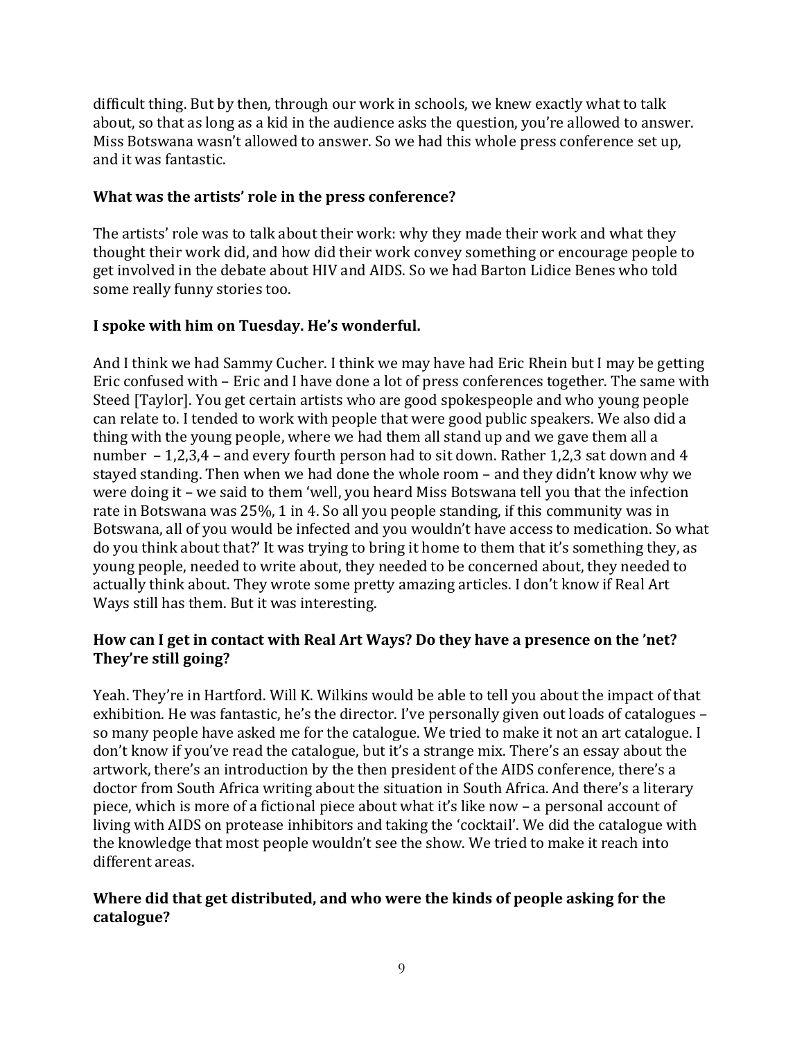difficult thing. But by then, through our work in schools, we knew exactly what to talk about, so that as long as a kid in the audience asks the question, you're allowed to answer. Miss Botswana wasn't allowed to answer. So we had this whole press conference set up, and it was fantastic.

**What was the artists' role in the press conference?**

The artists' role was to talk about their work: why they made their work and what they thought their work did, and how did their work convey something or encourage people to get involved in the debate about HIV and AIDS. So we had Barton Lidice Benes who told some really funny stories too.

**I spoke with him on Tuesday. He's wonderful.**

And I think we had Sammy Cucher. I think we may have had Eric Rhein but I may be getting Eric confused with – Eric and I have done a lot of press conferences together. The same with Steed [Taylor]. You get certain artists who are good spokespeople and who young people can relate to. I tended to work with people that were good public speakers. We also did a thing with the young people, where we had them all stand up and we gave them all a number – 1,2,3,4 – and every fourth person had to sit down. Rather 1,2,3 sat down and 4 stayed standing. Then when we had done the whole room – and they didn't know why we were doing it – we said to them 'well, you heard Miss Botswana tell you that the infection rate in Botswana was 25%, 1 in 4. So all you people standing, if this community was in Botswana, all of you would be infected and you wouldn't have access to medication. So what do you think about that?' It was trying to bring it home to them that it's something they, as young people, needed to write about, they needed to be concerned about, they needed to actually think about. They wrote some pretty amazing articles. I don't know if Real Art Ways still has them. But it was interesting.

**How can I get in contact with Real Art Ways? Do they have a presence on the 'net? They're still going?**

Yeah. They're in Hartford. Will K. Wilkins would be able to tell you about the impact of that exhibition. He was fantastic, he's the director. I've personally given out loads of catalogues – so many people have asked me for the catalogue. We tried to make it not an art catalogue. I don't know if you've read the catalogue, but it's a strange mix. There's an essay about the artwork, there's an introduction by the then president of the AIDS conference, there's a doctor from South Africa writing about the situation in South Africa. And there's a literary piece, which is more of a fictional piece about what it's like now – a personal account of living with AIDS on protease inhibitors and taking the 'cocktail'. We did the catalogue with the knowledge that most people wouldn't see the show. We tried to make it reach into different areas.

**Where did that get distributed, and who were the kinds of people asking for the catalogue?**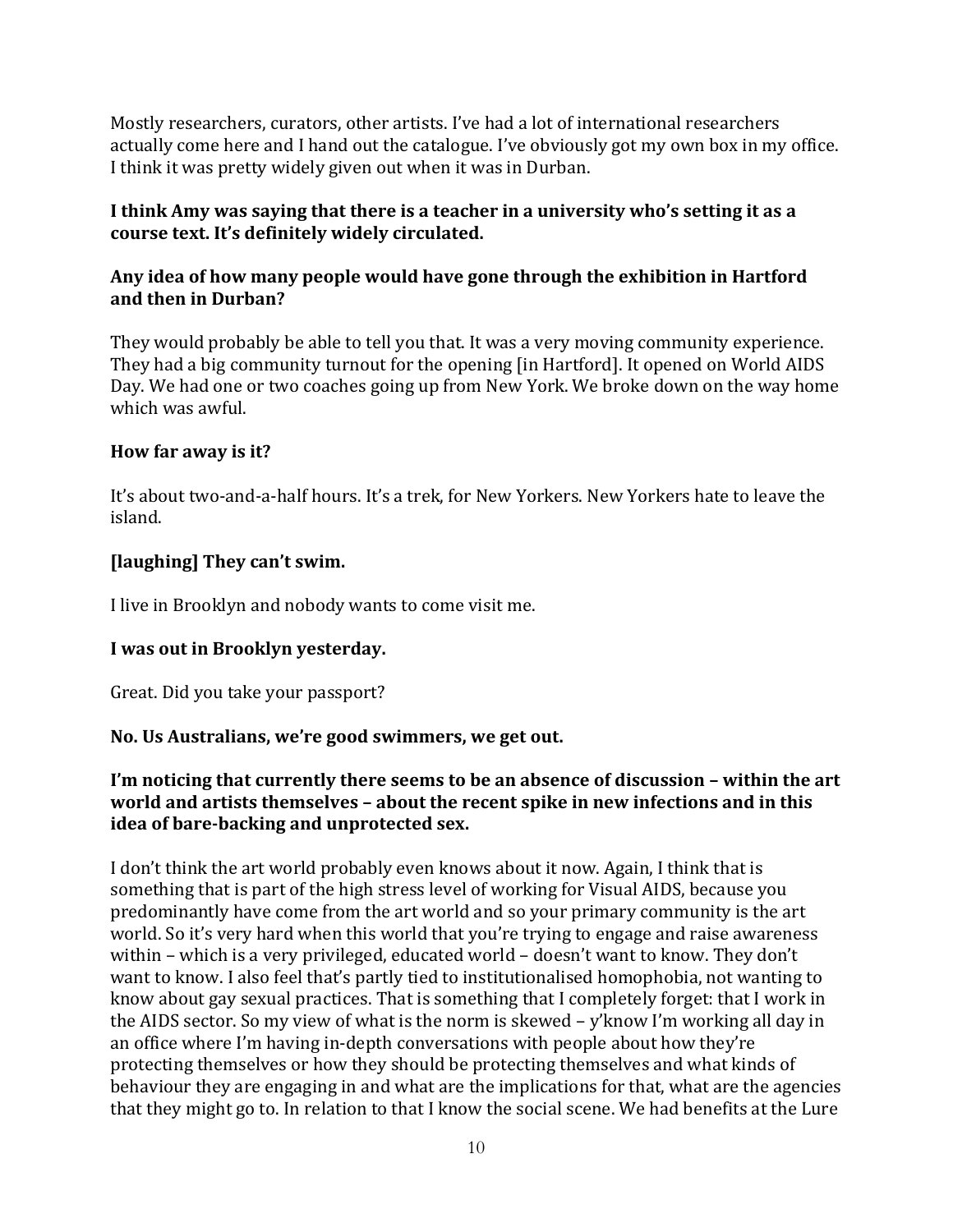Mostly researchers, curators, other artists. I've had a lot of international researchers actually come here and I hand out the catalogue. I've obviously got my own box in my office. I think it was pretty widely given out when it was in Durban.

**I think Amy was saying that there is a teacher in a university who's setting it as a course text. It's definitely widely circulated.**

**Any idea of how many people would have gone through the exhibition in Hartford and then in Durban?**

They would probably be able to tell you that. It was a very moving community experience. They had a big community turnout for the opening [in Hartford]. It opened on World AIDS Day. We had one or two coaches going up from New York. We broke down on the way home which was awful.

**How far away is it?**

It's about two-and-a-half hours. It's a trek, for New Yorkers. New Yorkers hate to leave the island.

**[laughing] They can't swim.**

I live in Brooklyn and nobody wants to come visit me.

**I was out in Brooklyn yesterday.**

Great. Did you take your passport?

**No. Us Australians, we're good swimmers, we get out.**

**I'm noticing that currently there seems to be an absence of discussion – within the art world and artists themselves – about the recent spike in new infections and in this idea of bare-backing and unprotected sex.**

I don't think the art world probably even knows about it now. Again, I think that is something that is part of the high stress level of working for Visual AIDS, because you predominantly have come from the art world and so your primary community is the art world. So it's very hard when this world that you're trying to engage and raise awareness within – which is a very privileged, educated world – doesn't want to know. They don't want to know. I also feel that's partly tied to institutionalised homophobia, not wanting to know about gay sexual practices. That is something that I completely forget: that I work in the AIDS sector. So my view of what is the norm is skewed – y'know I'm working all day in an office where I'm having in-depth conversations with people about how they're protecting themselves or how they should be protecting themselves and what kinds of behaviour they are engaging in and what are the implications for that, what are the agencies that they might go to. In relation to that I know the social scene. We had benefits at the Lure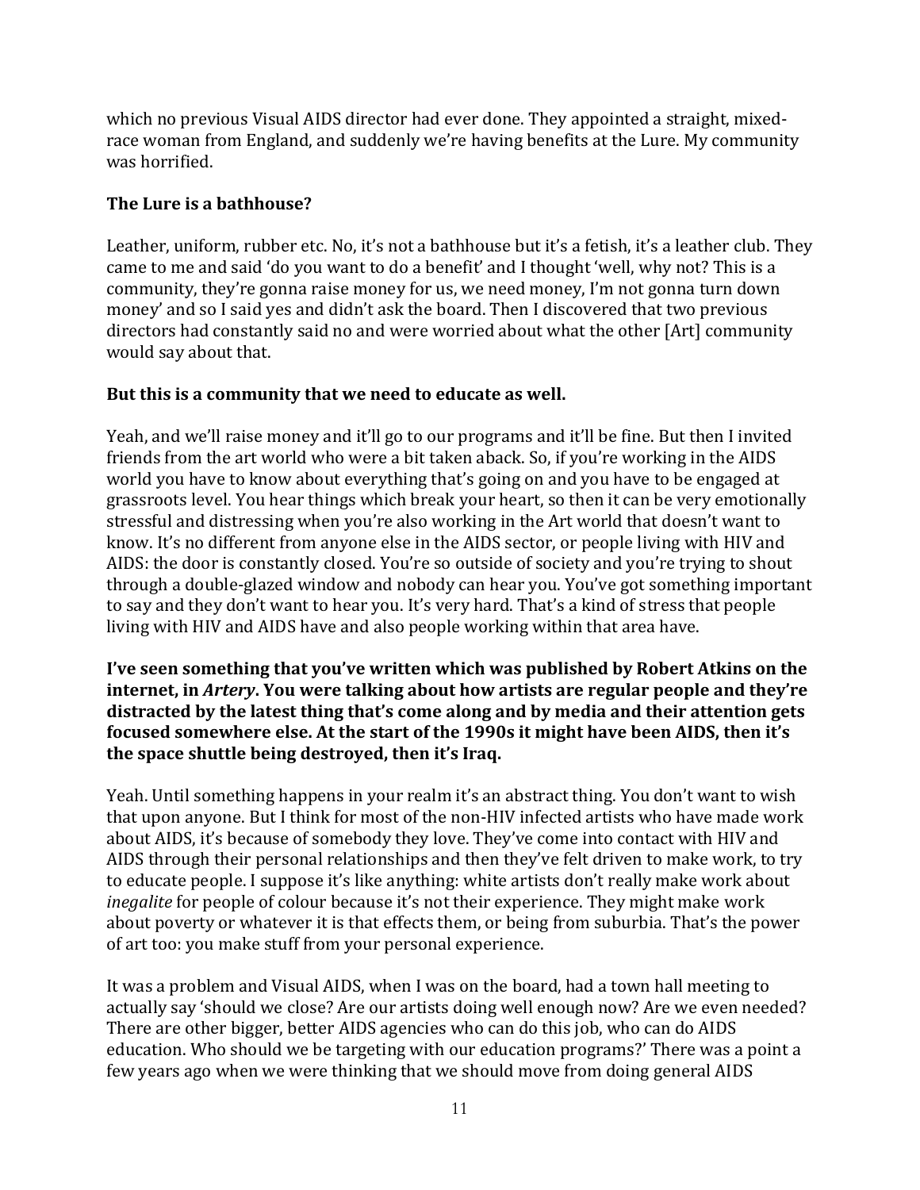which no previous Visual AIDS director had ever done. They appointed a straight, mixed-race woman from England, and suddenly we're having benefits at the Lure. My community was horrified.

**The Lure is a bathhouse?**

Leather, uniform, rubber etc. No, it's not a bathhouse but it's a fetish, it's a leather club. They came to me and said 'do you want to do a benefit' and I thought 'well, why not? This is a community, they're gonna raise money for us, we need money, I'm not gonna turn down money' and so I said yes and didn't ask the board. Then I discovered that two previous directors had constantly said no and were worried about what the other [Art] community would say about that.

**But this is a community that we need to educate as well.**

Yeah, and we'll raise money and it'll go to our programs and it'll be fine. But then I invited friends from the art world who were a bit taken aback. So, if you're working in the AIDS world you have to know about everything that's going on and you have to be engaged at grassroots level. You hear things which break your heart, so then it can be very emotionally stressful and distressing when you're also working in the Art world that doesn't want to know. It's no different from anyone else in the AIDS sector, or people living with HIV and AIDS: the door is constantly closed. You're so outside of society and you're trying to shout through a double-glazed window and nobody can hear you. You've got something important to say and they don't want to hear you. It's very hard. That's a kind of stress that people living with HIV and AIDS have and also people working within that area have.

**I've seen something that you've written which was published by Robert Atkins on the internet, in *Artery*. You were talking about how artists are regular people and they're distracted by the latest thing that's come along and by media and their attention gets focused somewhere else. At the start of the 1990s it might have been AIDS, then it's the space shuttle being destroyed, then it's Iraq.**

Yeah. Until something happens in your realm it's an abstract thing. You don't want to wish that upon anyone. But I think for most of the non-HIV infected artists who have made work about AIDS, it's because of somebody they love. They've come into contact with HIV and AIDS through their personal relationships and then they've felt driven to make work, to try to educate people. I suppose it's like anything: white artists don't really make work about *inegalite* for people of colour because it's not their experience. They might make work about poverty or whatever it is that effects them, or being from suburbia. That's the power of art too: you make stuff from your personal experience.

It was a problem and Visual AIDS, when I was on the board, had a town hall meeting to actually say 'should we close? Are our artists doing well enough now? Are we even needed? There are other bigger, better AIDS agencies who can do this job, who can do AIDS education. Who should we be targeting with our education programs?' There was a point a few years ago when we were thinking that we should move from doing general AIDS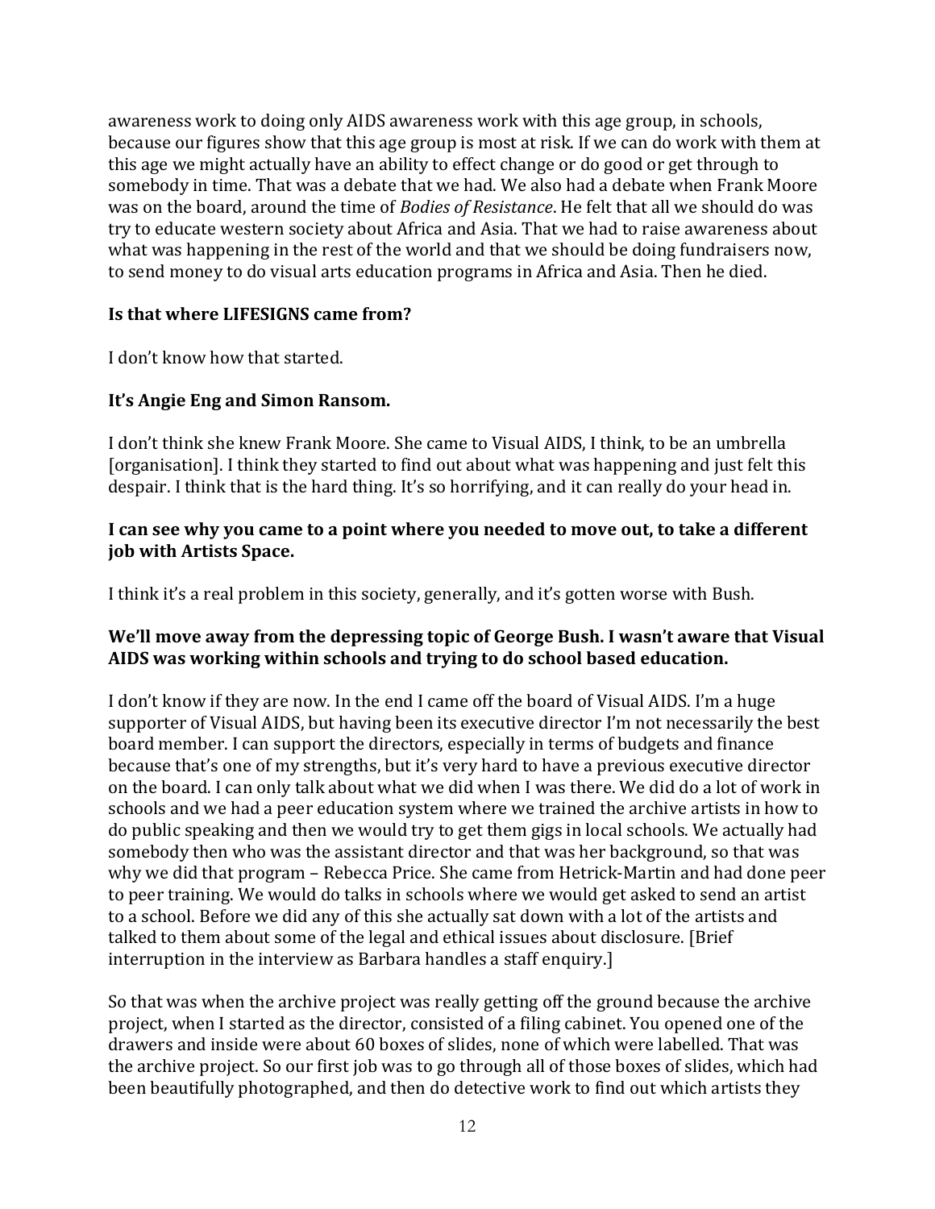awareness work to doing only AIDS awareness work with this age group, in schools, because our figures show that this age group is most at risk. If we can do work with them at this age we might actually have an ability to effect change or do good or get through to somebody in time. That was a debate that we had. We also had a debate when Frank Moore was on the board, around the time of *Bodies of Resistance*. He felt that all we should do was try to educate western society about Africa and Asia. That we had to raise awareness about what was happening in the rest of the world and that we should be doing fundraisers now, to send money to do visual arts education programs in Africa and Asia. Then he died.

**Is that where LIFESIGNS came from?**

I don't know how that started.

**It's Angie Eng and Simon Ransom.**

I don't think she knew Frank Moore. She came to Visual AIDS, I think, to be an umbrella [organisation]. I think they started to find out about what was happening and just felt this despair. I think that is the hard thing. It's so horrifying, and it can really do your head in.

**I can see why you came to a point where you needed to move out, to take a different job with Artists Space.**

I think it's a real problem in this society, generally, and it's gotten worse with Bush.

**We'll move away from the depressing topic of George Bush. I wasn't aware that Visual AIDS was working within schools and trying to do school based education.**

I don't know if they are now. In the end I came off the board of Visual AIDS. I'm a huge supporter of Visual AIDS, but having been its executive director I'm not necessarily the best board member. I can support the directors, especially in terms of budgets and finance because that's one of my strengths, but it's very hard to have a previous executive director on the board. I can only talk about what we did when I was there. We did do a lot of work in schools and we had a peer education system where we trained the archive artists in how to do public speaking and then we would try to get them gigs in local schools. We actually had somebody then who was the assistant director and that was her background, so that was why we did that program – Rebecca Price. She came from Hetrick-Martin and had done peer to peer training. We would do talks in schools where we would get asked to send an artist to a school. Before we did any of this she actually sat down with a lot of the artists and talked to them about some of the legal and ethical issues about disclosure. [Brief interruption in the interview as Barbara handles a staff enquiry.]

So that was when the archive project was really getting off the ground because the archive project, when I started as the director, consisted of a filing cabinet. You opened one of the drawers and inside were about 60 boxes of slides, none of which were labelled. That was the archive project. So our first job was to go through all of those boxes of slides, which had been beautifully photographed, and then do detective work to find out which artists they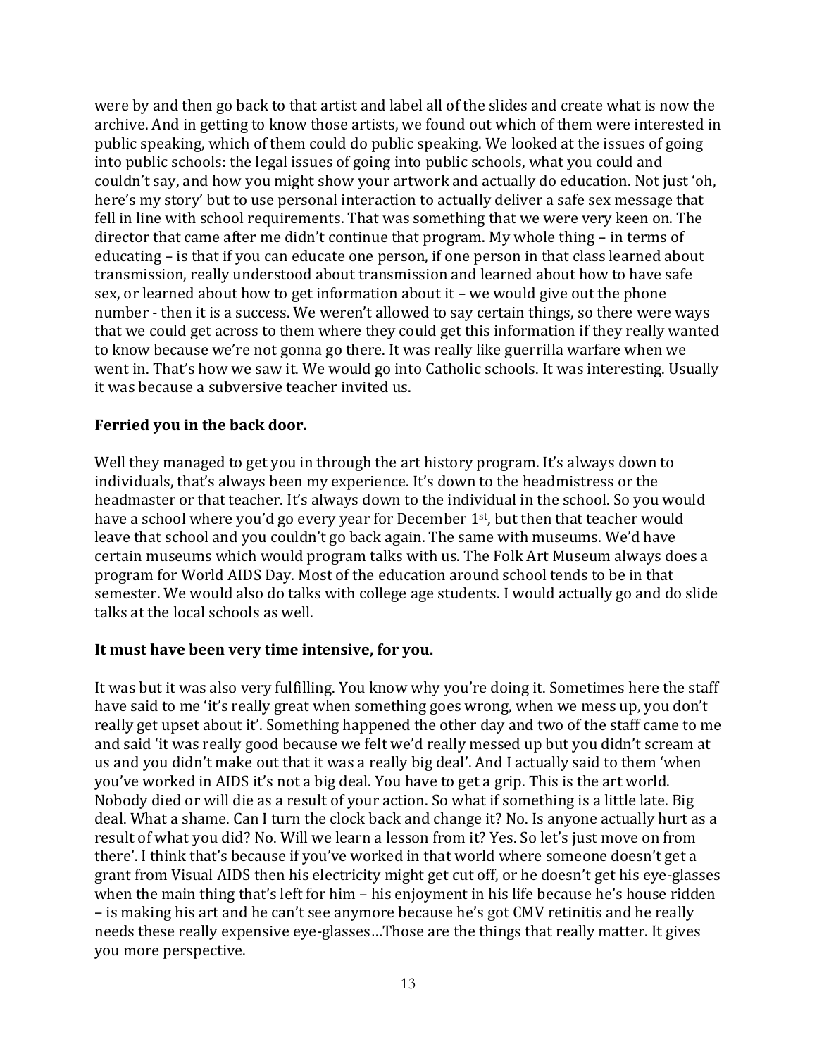were by and then go back to that artist and label all of the slides and create what is now the archive. And in getting to know those artists, we found out which of them were interested in public speaking, which of them could do public speaking. We looked at the issues of going into public schools: the legal issues of going into public schools, what you could and couldn't say, and how you might show your artwork and actually do education. Not just 'oh, here's my story' but to use personal interaction to actually deliver a safe sex message that fell in line with school requirements. That was something that we were very keen on. The director that came after me didn't continue that program. My whole thing – in terms of educating – is that if you can educate one person, if one person in that class learned about transmission, really understood about transmission and learned about how to have safe sex, or learned about how to get information about it – we would give out the phone number - then it is a success. We weren't allowed to say certain things, so there were ways that we could get across to them where they could get this information if they really wanted to know because we're not gonna go there. It was really like guerrilla warfare when we went in. That's how we saw it. We would go into Catholic schools. It was interesting. Usually it was because a subversive teacher invited us.

**Ferried you in the back door.**

Well they managed to get you in through the art history program. It's always down to individuals, that's always been my experience. It's down to the headmistress or the headmaster or that teacher. It's always down to the individual in the school. So you would have a school where you'd go every year for December 1st, but then that teacher would leave that school and you couldn't go back again. The same with museums. We'd have certain museums which would program talks with us. The Folk Art Museum always does a program for World AIDS Day. Most of the education around school tends to be in that semester. We would also do talks with college age students. I would actually go and do slide talks at the local schools as well.

**It must have been very time intensive, for you.**

It was but it was also very fulfilling. You know why you're doing it. Sometimes here the staff have said to me 'it's really great when something goes wrong, when we mess up, you don't really get upset about it'. Something happened the other day and two of the staff came to me and said 'it was really good because we felt we'd really messed up but you didn't scream at us and you didn't make out that it was a really big deal'. And I actually said to them 'when you've worked in AIDS it's not a big deal. You have to get a grip. This is the art world. Nobody died or will die as a result of your action. So what if something is a little late. Big deal. What a shame. Can I turn the clock back and change it? No. Is anyone actually hurt as a result of what you did? No. Will we learn a lesson from it? Yes. So let's just move on from there'. I think that's because if you've worked in that world where someone doesn't get a grant from Visual AIDS then his electricity might get cut off, or he doesn't get his eye-glasses when the main thing that's left for him – his enjoyment in his life because he's house ridden – is making his art and he can't see anymore because he's got CMV retinitis and he really needs these really expensive eye-glasses…Those are the things that really matter. It gives you more perspective.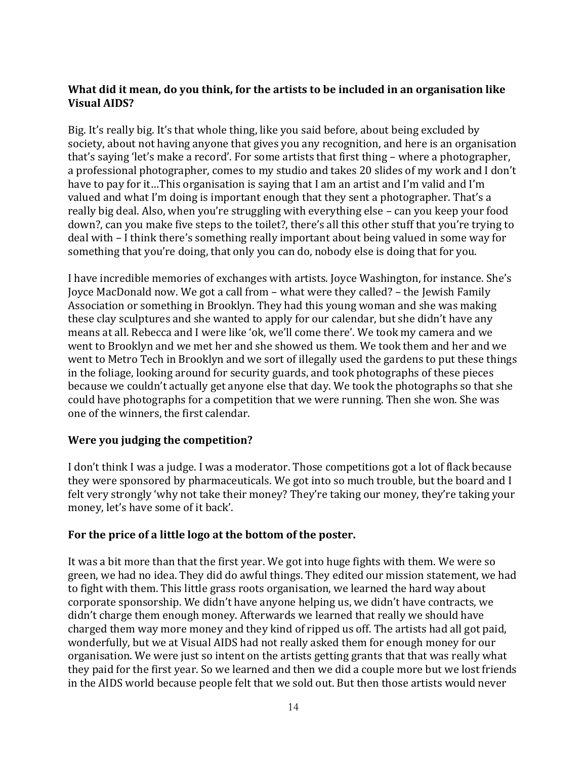**What did it mean, do you think, for the artists to be included in an organisation like Visual AIDS?**

Big. It's really big. It's that whole thing, like you said before, about being excluded by society, about not having anyone that gives you any recognition, and here is an organisation that's saying 'let's make a record'. For some artists that first thing – where a photographer, a professional photographer, comes to my studio and takes 20 slides of my work and I don't have to pay for it…This organisation is saying that I am an artist and I'm valid and I'm valued and what I'm doing is important enough that they sent a photographer. That's a really big deal. Also, when you're struggling with everything else – can you keep your food down?, can you make five steps to the toilet?, there's all this other stuff that you're trying to deal with – I think there's something really important about being valued in some way for something that you're doing, that only you can do, nobody else is doing that for you.

I have incredible memories of exchanges with artists. Joyce Washington, for instance. She's Joyce MacDonald now. We got a call from – what were they called? – the Jewish Family Association or something in Brooklyn. They had this young woman and she was making these clay sculptures and she wanted to apply for our calendar, but she didn't have any means at all. Rebecca and I were like 'ok, we'll come there'. We took my camera and we went to Brooklyn and we met her and she showed us them. We took them and her and we went to Metro Tech in Brooklyn and we sort of illegally used the gardens to put these things in the foliage, looking around for security guards, and took photographs of these pieces because we couldn't actually get anyone else that day. We took the photographs so that she could have photographs for a competition that we were running. Then she won. She was one of the winners, the first calendar.

**Were you judging the competition?**

I don't think I was a judge. I was a moderator. Those competitions got a lot of flack because they were sponsored by pharmaceuticals. We got into so much trouble, but the board and I felt very strongly 'why not take their money? They're taking our money, they're taking your money, let's have some of it back'.

**For the price of a little logo at the bottom of the poster.**

It was a bit more than that the first year. We got into huge fights with them. We were so green, we had no idea. They did do awful things. They edited our mission statement, we had to fight with them. This little grass roots organisation, we learned the hard way about corporate sponsorship. We didn't have anyone helping us, we didn't have contracts, we didn't charge them enough money. Afterwards we learned that really we should have charged them way more money and they kind of ripped us off. The artists had all got paid, wonderfully, but we at Visual AIDS had not really asked them for enough money for our organisation. We were just so intent on the artists getting grants that that was really what they paid for the first year. So we learned and then we did a couple more but we lost friends in the AIDS world because people felt that we sold out. But then those artists would never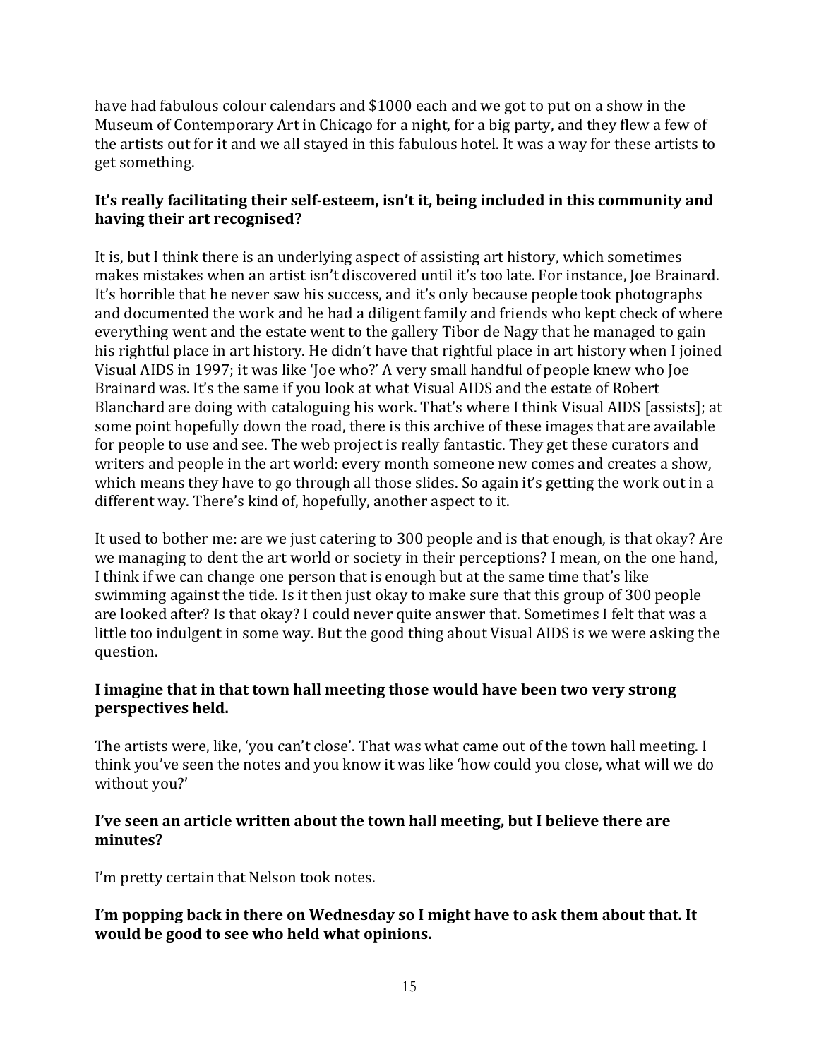have had fabulous colour calendars and $1000 each and we got to put on a show in the Museum of Contemporary Art in Chicago for a night, for a big party, and they flew a few of the artists out for it and we all stayed in this fabulous hotel. It was a way for these artists to get something.

**It's really facilitating their self-esteem, isn't it, being included in this community and having their art recognised?**

It is, but I think there is an underlying aspect of assisting art history, which sometimes makes mistakes when an artist isn't discovered until it's too late. For instance, Joe Brainard. It's horrible that he never saw his success, and it's only because people took photographs and documented the work and he had a diligent family and friends who kept check of where everything went and the estate went to the gallery Tibor de Nagy that he managed to gain his rightful place in art history. He didn't have that rightful place in art history when I joined Visual AIDS in 1997; it was like 'Joe who?' A very small handful of people knew who Joe Brainard was. It's the same if you look at what Visual AIDS and the estate of Robert Blanchard are doing with cataloguing his work. That's where I think Visual AIDS [assists]; at some point hopefully down the road, there is this archive of these images that are available for people to use and see. The web project is really fantastic. They get these curators and writers and people in the art world: every month someone new comes and creates a show, which means they have to go through all those slides. So again it's getting the work out in a different way. There's kind of, hopefully, another aspect to it.

It used to bother me: are we just catering to 300 people and is that enough, is that okay? Are we managing to dent the art world or society in their perceptions? I mean, on the one hand, I think if we can change one person that is enough but at the same time that's like swimming against the tide. Is it then just okay to make sure that this group of 300 people are looked after? Is that okay? I could never quite answer that. Sometimes I felt that was a little too indulgent in some way. But the good thing about Visual AIDS is we were asking the question.

**I imagine that in that town hall meeting those would have been two very strong perspectives held.**

The artists were, like, 'you can't close'. That was what came out of the town hall meeting. I think you've seen the notes and you know it was like 'how could you close, what will we do without you?'

**I've seen an article written about the town hall meeting, but I believe there are minutes?**

I'm pretty certain that Nelson took notes.

**I'm popping back in there on Wednesday so I might have to ask them about that. It would be good to see who held what opinions.**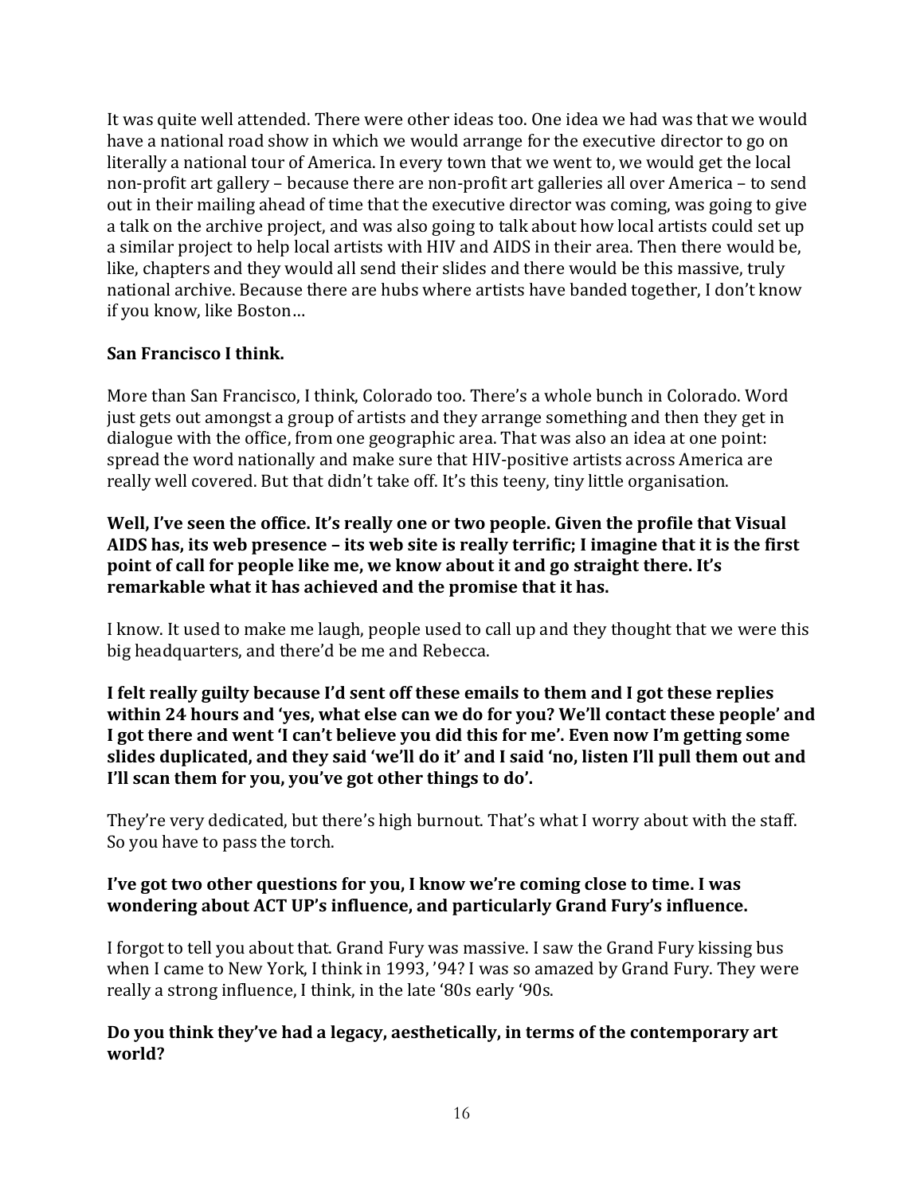It was quite well attended. There were other ideas too. One idea we had was that we would have a national road show in which we would arrange for the executive director to go on literally a national tour of America. In every town that we went to, we would get the local non-profit art gallery – because there are non-profit art galleries all over America – to send out in their mailing ahead of time that the executive director was coming, was going to give a talk on the archive project, and was also going to talk about how local artists could set up a similar project to help local artists with HIV and AIDS in their area. Then there would be, like, chapters and they would all send their slides and there would be this massive, truly national archive. Because there are hubs where artists have banded together, I don't know if you know, like Boston…

**San Francisco I think.**

More than San Francisco, I think, Colorado too. There's a whole bunch in Colorado. Word just gets out amongst a group of artists and they arrange something and then they get in dialogue with the office, from one geographic area. That was also an idea at one point: spread the word nationally and make sure that HIV-positive artists across America are really well covered. But that didn't take off. It's this teeny, tiny little organisation.

**Well, I've seen the office. It's really one or two people. Given the profile that Visual AIDS has, its web presence – its web site is really terrific; I imagine that it is the first point of call for people like me, we know about it and go straight there. It's remarkable what it has achieved and the promise that it has.**

I know. It used to make me laugh, people used to call up and they thought that we were this big headquarters, and there'd be me and Rebecca.

**I felt really guilty because I'd sent off these emails to them and I got these replies within 24 hours and 'yes, what else can we do for you? We'll contact these people' and I got there and went 'I can't believe you did this for me'. Even now I'm getting some slides duplicated, and they said 'we'll do it' and I said 'no, listen I'll pull them out and I'll scan them for you, you've got other things to do'.**

They're very dedicated, but there's high burnout. That's what I worry about with the staff. So you have to pass the torch.

**I've got two other questions for you, I know we're coming close to time. I was wondering about ACT UP's influence, and particularly Grand Fury's influence.**

I forgot to tell you about that. Grand Fury was massive. I saw the Grand Fury kissing bus when I came to New York, I think in 1993, '94? I was so amazed by Grand Fury. They were really a strong influence, I think, in the late '80s early '90s.

**Do you think they've had a legacy, aesthetically, in terms of the contemporary art world?**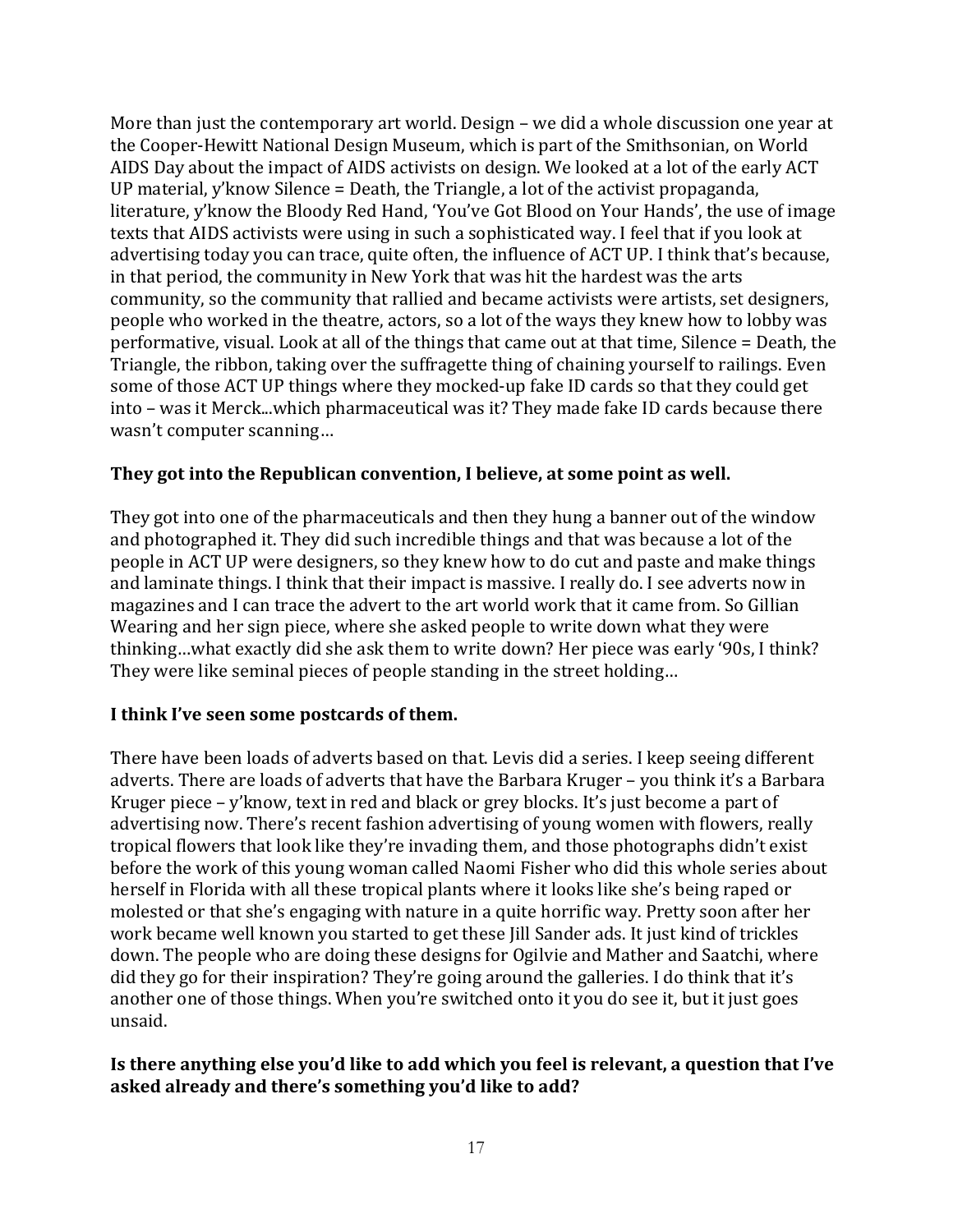More than just the contemporary art world. Design – we did a whole discussion one year at the Cooper-Hewitt National Design Museum, which is part of the Smithsonian, on World AIDS Day about the impact of AIDS activists on design. We looked at a lot of the early ACT UP material, y'know Silence = Death, the Triangle, a lot of the activist propaganda, literature, y'know the Bloody Red Hand, 'You've Got Blood on Your Hands', the use of image texts that AIDS activists were using in such a sophisticated way. I feel that if you look at advertising today you can trace, quite often, the influence of ACT UP. I think that's because, in that period, the community in New York that was hit the hardest was the arts community, so the community that rallied and became activists were artists, set designers, people who worked in the theatre, actors, so a lot of the ways they knew how to lobby was performative, visual. Look at all of the things that came out at that time, Silence = Death, the Triangle, the ribbon, taking over the suffragette thing of chaining yourself to railings. Even some of those ACT UP things where they mocked-up fake ID cards so that they could get into – was it Merck...which pharmaceutical was it? They made fake ID cards because there wasn't computer scanning…

**They got into the Republican convention, I believe, at some point as well.**

They got into one of the pharmaceuticals and then they hung a banner out of the window and photographed it. They did such incredible things and that was because a lot of the people in ACT UP were designers, so they knew how to do cut and paste and make things and laminate things. I think that their impact is massive. I really do. I see adverts now in magazines and I can trace the advert to the art world work that it came from. So Gillian Wearing and her sign piece, where she asked people to write down what they were thinking…what exactly did she ask them to write down? Her piece was early '90s, I think? They were like seminal pieces of people standing in the street holding…

**I think I've seen some postcards of them.**

There have been loads of adverts based on that. Levis did a series. I keep seeing different adverts. There are loads of adverts that have the Barbara Kruger – you think it's a Barbara Kruger piece – y'know, text in red and black or grey blocks. It's just become a part of advertising now. There's recent fashion advertising of young women with flowers, really tropical flowers that look like they're invading them, and those photographs didn't exist before the work of this young woman called Naomi Fisher who did this whole series about herself in Florida with all these tropical plants where it looks like she's being raped or molested or that she's engaging with nature in a quite horrific way. Pretty soon after her work became well known you started to get these Jill Sander ads. It just kind of trickles down. The people who are doing these designs for Ogilvie and Mather and Saatchi, where did they go for their inspiration? They're going around the galleries. I do think that it's another one of those things. When you're switched onto it you do see it, but it just goes unsaid.

**Is there anything else you'd like to add which you feel is relevant, a question that I've asked already and there's something you'd like to add?**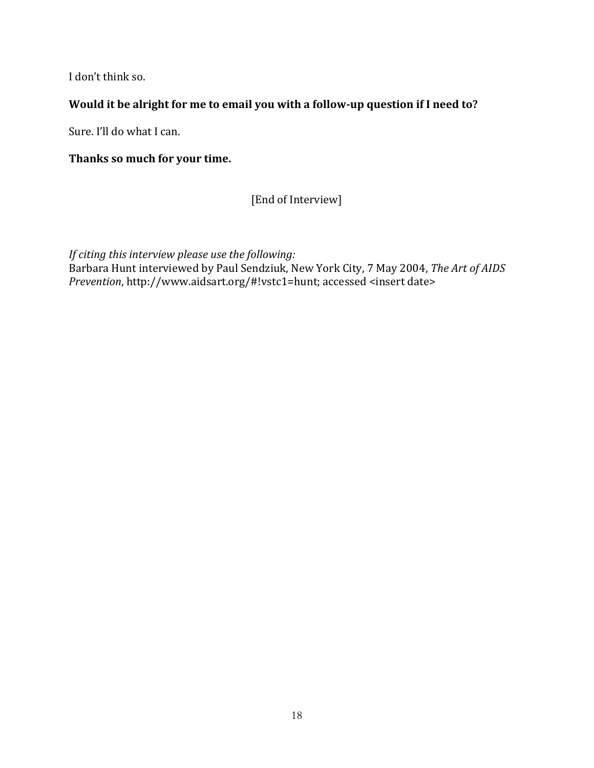I don't think so.

**Would it be alright for me to email you with a follow-up question if I need to?**

Sure. I'll do what I can.

**Thanks so much for your time.**

[End of Interview]

*If citing this interview please use the following:*
Barbara Hunt interviewed by Paul Sendziuk, New York City, 7 May 2004, *The Art of AIDS Prevention*, http://www.aidsart.org/#!vstc1=hunt; accessed <insert date>